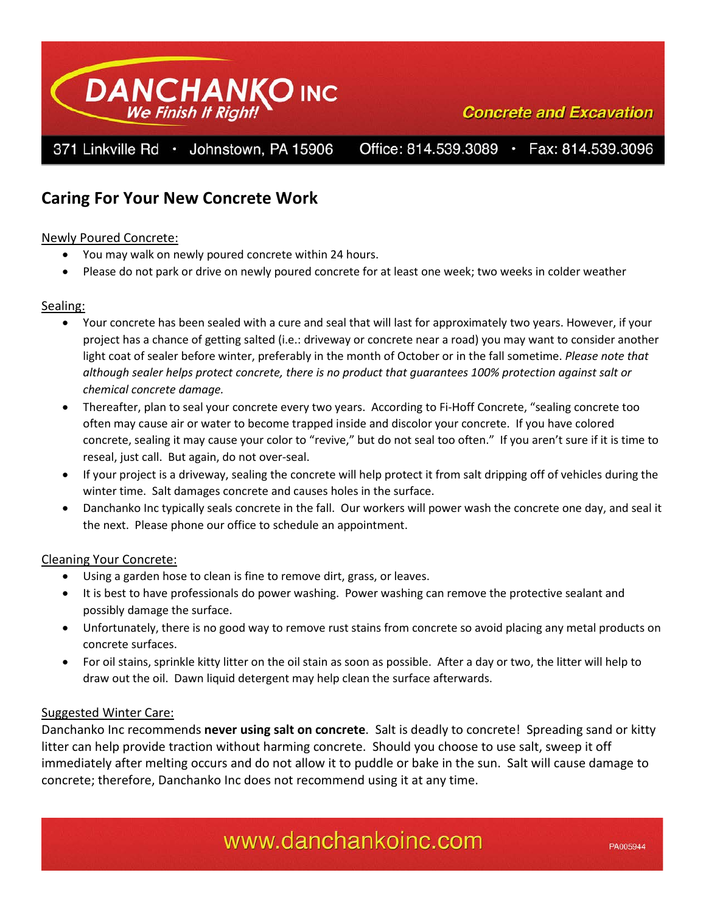DANCHANKO INC
We Finish It Right!

Concrete and Excavation

371 Linkville Rd · Johnstown, PA 15906 Office: 814.539.3089 · Fax: 814.539.3096

# Caring For Your New Concrete Work

Newly Poured Concrete:

- You may walk on newly poured concrete within 24 hours.
- Please do not park or drive on newly poured concrete for at least one week; two weeks in colder weather

Sealing:

- Your concrete has been sealed with a cure and seal that will last for approximately two years. However, if your project has a chance of getting salted (i.e.: driveway or concrete near a road) you may want to consider another light coat of sealer before winter, preferably in the month of October or in the fall sometime. *Please note that although sealer helps protect concrete, there is no product that guarantees 100% protection against salt or chemical concrete damage.*
- Thereafter, plan to seal your concrete every two years. According to Fi-Hoff Concrete, "sealing concrete too often may cause air or water to become trapped inside and discolor your concrete. If you have colored concrete, sealing it may cause your color to "revive," but do not seal too often." If you aren't sure if it is time to reseal, just call. But again, do not over-seal.
- If your project is a driveway, sealing the concrete will help protect it from salt dripping off of vehicles during the winter time. Salt damages concrete and causes holes in the surface.
- Danchanko Inc typically seals concrete in the fall. Our workers will power wash the concrete one day, and seal it the next. Please phone our office to schedule an appointment.

Cleaning Your Concrete:

- Using a garden hose to clean is fine to remove dirt, grass, or leaves.
- It is best to have professionals do power washing. Power washing can remove the protective sealant and possibly damage the surface.
- Unfortunately, there is no good way to remove rust stains from concrete so avoid placing any metal products on concrete surfaces.
- For oil stains, sprinkle kitty litter on the oil stain as soon as possible. After a day or two, the litter will help to draw out the oil. Dawn liquid detergent may help clean the surface afterwards.

Suggested Winter Care:

Danchanko Inc recommends **never using salt on concrete**. Salt is deadly to concrete! Spreading sand or kitty litter can help provide traction without harming concrete. Should you choose to use salt, sweep it off immediately after melting occurs and do not allow it to puddle or bake in the sun. Salt will cause damage to concrete; therefore, Danchanko Inc does not recommend using it at any time.

www.danchankoinc.com

PA005944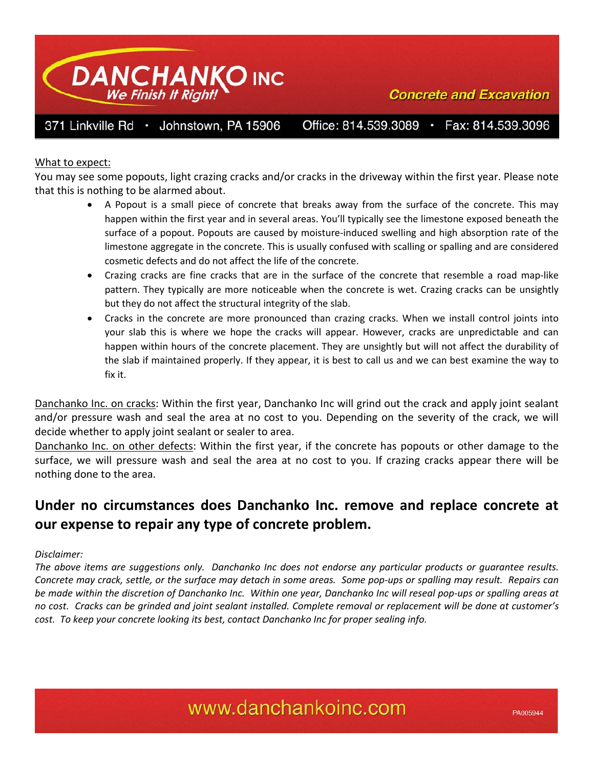DANCHANKO INC
*We Finish It Right!*

**Concrete and Excavation**

371 Linkville Rd · Johnstown, PA 15906 Office: 814.539.3089 · Fax: 814.539.3096

What to expect:

You may see some popouts, light crazing cracks and/or cracks in the driveway within the first year. Please note that this is nothing to be alarmed about.

- A Popout is a small piece of concrete that breaks away from the surface of the concrete. This may happen within the first year and in several areas. You'll typically see the limestone exposed beneath the surface of a popout. Popouts are caused by moisture-induced swelling and high absorption rate of the limestone aggregate in the concrete. This is usually confused with scalling or spalling and are considered cosmetic defects and do not affect the life of the concrete.
- Crazing cracks are fine cracks that are in the surface of the concrete that resemble a road map-like pattern. They typically are more noticeable when the concrete is wet. Crazing cracks can be unsightly but they do not affect the structural integrity of the slab.
- Cracks in the concrete are more pronounced than crazing cracks. When we install control joints into your slab this is where we hope the cracks will appear. However, cracks are unpredictable and can happen within hours of the concrete placement. They are unsightly but will not affect the durability of the slab if maintained properly. If they appear, it is best to call us and we can best examine the way to fix it.

Danchanko Inc. on cracks: Within the first year, Danchanko Inc will grind out the crack and apply joint sealant and/or pressure wash and seal the area at no cost to you. Depending on the severity of the crack, we will decide whether to apply joint sealant or sealer to area.

Danchanko Inc. on other defects: Within the first year, if the concrete has popouts or other damage to the surface, we will pressure wash and seal the area at no cost to you. If crazing cracks appear there will be nothing done to the area.

## Under no circumstances does Danchanko Inc. remove and replace concrete at our expense to repair any type of concrete problem.

*Disclaimer:*

*The above items are suggestions only. Danchanko Inc does not endorse any particular products or guarantee results. Concrete may crack, settle, or the surface may detach in some areas. Some pop-ups or spalling may result. Repairs can be made within the discretion of Danchanko Inc. Within one year, Danchanko Inc will reseal pop-ups or spalling areas at no cost. Cracks can be grinded and joint sealant installed. Complete removal or replacement will be done at customer's cost. To keep your concrete looking its best, contact Danchanko Inc for proper sealing info.*

www.danchankoinc.com

PA005944